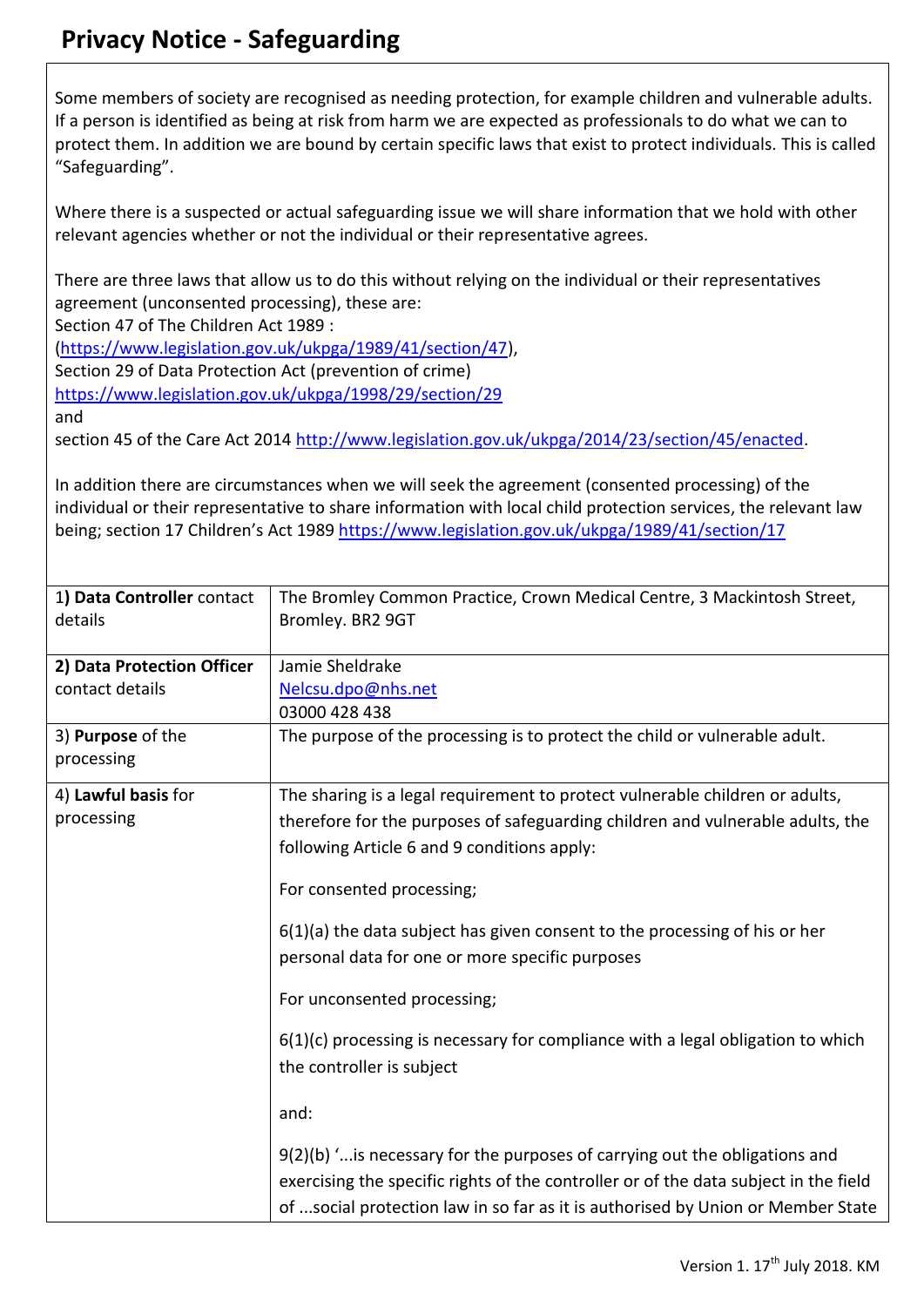# Privacy Notice - Safeguarding

Some members of society are recognised as needing protection, for example children and vulnerable adults. If a person is identified as being at risk from harm we are expected as professionals to do what we can to protect them. In addition we are bound by certain specific laws that exist to protect individuals. This is called "Safeguarding".

Where there is a suspected or actual safeguarding issue we will share information that we hold with other relevant agencies whether or not the individual or their representative agrees.

There are three laws that allow us to do this without relying on the individual or their representatives agreement (unconsented processing), these are:
Section 47 of The Children Act 1989 :
(https://www.legislation.gov.uk/ukpga/1989/41/section/47),
Section 29 of Data Protection Act (prevention of crime)
https://www.legislation.gov.uk/ukpga/1998/29/section/29
and
section 45 of the Care Act 2014 http://www.legislation.gov.uk/ukpga/2014/23/section/45/enacted.

In addition there are circumstances when we will seek the agreement (consented processing) of the individual or their representative to share information with local child protection services, the relevant law being; section 17 Children's Act 1989 https://www.legislation.gov.uk/ukpga/1989/41/section/17

| | |
|---|---|
| 1) **Data Controller** contact details | The Bromley Common Practice, Crown Medical Centre, 3 Mackintosh Street, Bromley. BR2 9GT |
| 2) **Data Protection Officer** contact details | Jamie Sheldrake<br>Nelcsu.dpo@nhs.net<br>03000 428 438 |
| 3) **Purpose** of the processing | The purpose of the processing is to protect the child or vulnerable adult. |
| 4) **Lawful basis** for processing | The sharing is a legal requirement to protect vulnerable children or adults, therefore for the purposes of safeguarding children and vulnerable adults, the following Article 6 and 9 conditions apply:<br><br>For consented processing;<br><br>6(1)(a) the data subject has given consent to the processing of his or her personal data for one or more specific purposes<br><br>For unconsented processing;<br><br>6(1)(c) processing is necessary for compliance with a legal obligation to which the controller is subject<br><br>and:<br><br>9(2)(b) '...is necessary for the purposes of carrying out the obligations and exercising the specific rights of the controller or of the data subject in the field of ...social protection law in so far as it is authorised by Union or Member State |

Version 1. 17th July 2018. KM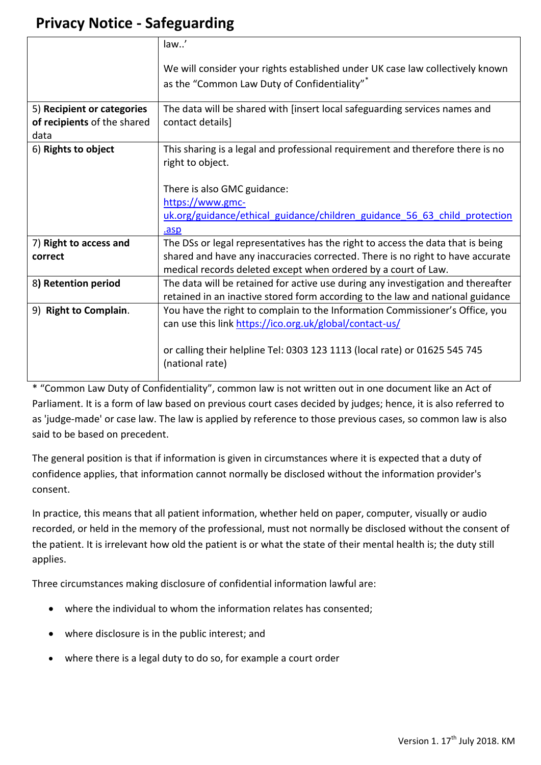# Privacy Notice - Safeguarding

| | |
|---|---|
| | law..'<br><br>We will consider your rights established under UK case law collectively known as the "Common Law Duty of Confidentiality"* |
| 5) **Recipient or categories of recipients** of the shared data | The data will be shared with [insert local safeguarding services names and contact details] |
| 6) **Rights to object** | This sharing is a legal and professional requirement and therefore there is no right to object.<br><br>There is also GMC guidance:<br>https://www.gmc-uk.org/guidance/ethical_guidance/children_guidance_56_63_child_protection.asp |
| 7) **Right to access and correct** | The DSs or legal representatives has the right to access the data that is being shared and have any inaccuracies corrected. There is no right to have accurate medical records deleted except when ordered by a court of Law. |
| 8) **Retention period** | The data will be retained for active use during any investigation and thereafter retained in an inactive stored form according to the law and national guidance |
| 9) **Right to Complain**. | You have the right to complain to the Information Commissioner's Office, you can use this link https://ico.org.uk/global/contact-us/<br><br>or calling their helpline Tel: 0303 123 1113 (local rate) or 01625 545 745 (national rate) |

* "Common Law Duty of Confidentiality", common law is not written out in one document like an Act of Parliament. It is a form of law based on previous court cases decided by judges; hence, it is also referred to as 'judge-made' or case law. The law is applied by reference to those previous cases, so common law is also said to be based on precedent.

The general position is that if information is given in circumstances where it is expected that a duty of confidence applies, that information cannot normally be disclosed without the information provider's consent.

In practice, this means that all patient information, whether held on paper, computer, visually or audio recorded, or held in the memory of the professional, must not normally be disclosed without the consent of the patient. It is irrelevant how old the patient is or what the state of their mental health is; the duty still applies.

Three circumstances making disclosure of confidential information lawful are:

- where the individual to whom the information relates has consented;
- where disclosure is in the public interest; and
- where there is a legal duty to do so, for example a court order

Version 1. 17th July 2018. KM